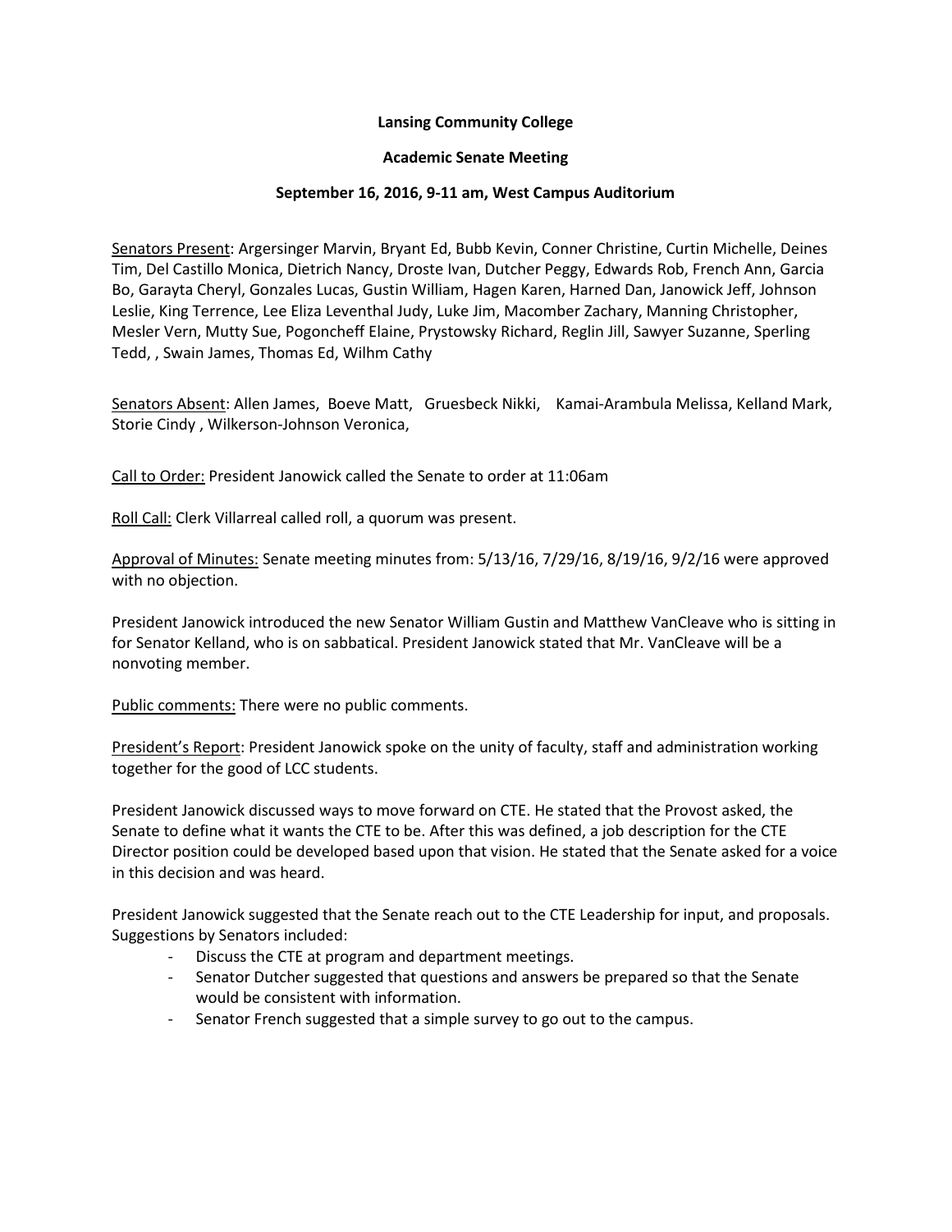**Lansing Community College**

**Academic Senate Meeting**

**September 16, 2016, 9-11 am, West Campus Auditorium**

Senators Present: Argersinger Marvin, Bryant Ed, Bubb Kevin, Conner Christine, Curtin Michelle, Deines Tim, Del Castillo Monica, Dietrich Nancy, Droste Ivan, Dutcher Peggy, Edwards Rob, French Ann, Garcia Bo, Garayta Cheryl, Gonzales Lucas, Gustin William, Hagen Karen, Harned Dan, Janowick Jeff, Johnson Leslie, King Terrence, Lee Eliza Leventhal Judy, Luke Jim, Macomber Zachary, Manning Christopher, Mesler Vern, Mutty Sue, Pogoncheff Elaine, Prystowsky Richard, Reglin Jill, Sawyer Suzanne, Sperling Tedd, , Swain James, Thomas Ed, Wilhm Cathy

Senators Absent: Allen James, Boeve Matt, Gruesbeck Nikki, Kamai-Arambula Melissa, Kelland Mark, Storie Cindy , Wilkerson-Johnson Veronica,

Call to Order: President Janowick called the Senate to order at 11:06am

Roll Call: Clerk Villarreal called roll, a quorum was present.

Approval of Minutes: Senate meeting minutes from: 5/13/16, 7/29/16, 8/19/16, 9/2/16 were approved with no objection.

President Janowick introduced the new Senator William Gustin and Matthew VanCleave who is sitting in for Senator Kelland, who is on sabbatical. President Janowick stated that Mr. VanCleave will be a nonvoting member.

Public comments: There were no public comments.

President's Report: President Janowick spoke on the unity of faculty, staff and administration working together for the good of LCC students.

President Janowick discussed ways to move forward on CTE. He stated that the Provost asked, the Senate to define what it wants the CTE to be. After this was defined, a job description for the CTE Director position could be developed based upon that vision. He stated that the Senate asked for a voice in this decision and was heard.

President Janowick suggested that the Senate reach out to the CTE Leadership for input, and proposals. Suggestions by Senators included:

- Discuss the CTE at program and department meetings.
- Senator Dutcher suggested that questions and answers be prepared so that the Senate would be consistent with information.
- Senator French suggested that a simple survey to go out to the campus.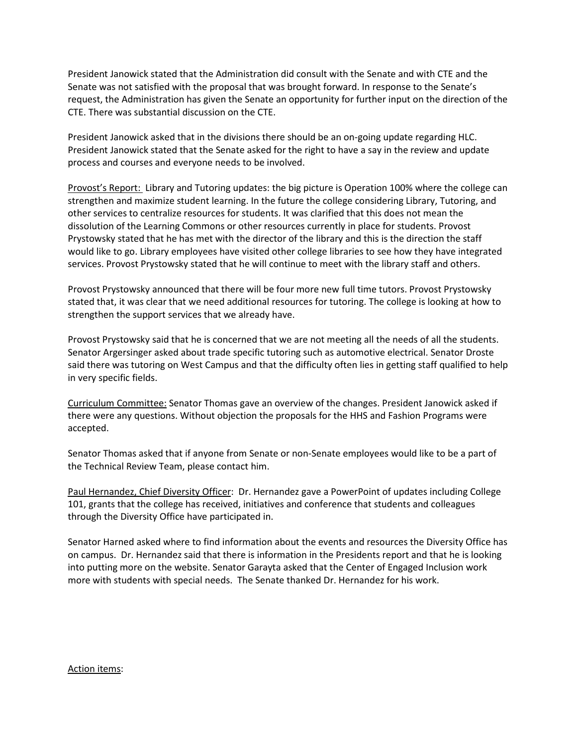President Janowick stated that the Administration did consult with the Senate and with CTE and the Senate was not satisfied with the proposal that was brought forward. In response to the Senate's request, the Administration has given the Senate an opportunity for further input on the direction of the CTE. There was substantial discussion on the CTE.

President Janowick asked that in the divisions there should be an on-going update regarding HLC. President Janowick stated that the Senate asked for the right to have a say in the review and update process and courses and everyone needs to be involved.

<u>Provost's Report:</u> Library and Tutoring updates: the big picture is Operation 100% where the college can strengthen and maximize student learning. In the future the college considering Library, Tutoring, and other services to centralize resources for students. It was clarified that this does not mean the dissolution of the Learning Commons or other resources currently in place for students. Provost Prystowsky stated that he has met with the director of the library and this is the direction the staff would like to go. Library employees have visited other college libraries to see how they have integrated services. Provost Prystowsky stated that he will continue to meet with the library staff and others.

Provost Prystowsky announced that there will be four more new full time tutors. Provost Prystowsky stated that, it was clear that we need additional resources for tutoring. The college is looking at how to strengthen the support services that we already have.

Provost Prystowsky said that he is concerned that we are not meeting all the needs of all the students. Senator Argersinger asked about trade specific tutoring such as automotive electrical. Senator Droste said there was tutoring on West Campus and that the difficulty often lies in getting staff qualified to help in very specific fields.

<u>Curriculum Committee:</u> Senator Thomas gave an overview of the changes. President Janowick asked if there were any questions. Without objection the proposals for the HHS and Fashion Programs were accepted.

Senator Thomas asked that if anyone from Senate or non-Senate employees would like to be a part of the Technical Review Team, please contact him.

<u>Paul Hernandez, Chief Diversity Officer</u>: Dr. Hernandez gave a PowerPoint of updates including College 101, grants that the college has received, initiatives and conference that students and colleagues through the Diversity Office have participated in.

Senator Harned asked where to find information about the events and resources the Diversity Office has on campus. Dr. Hernandez said that there is information in the Presidents report and that he is looking into putting more on the website. Senator Garayta asked that the Center of Engaged Inclusion work more with students with special needs. The Senate thanked Dr. Hernandez for his work.

<u>Action items</u>: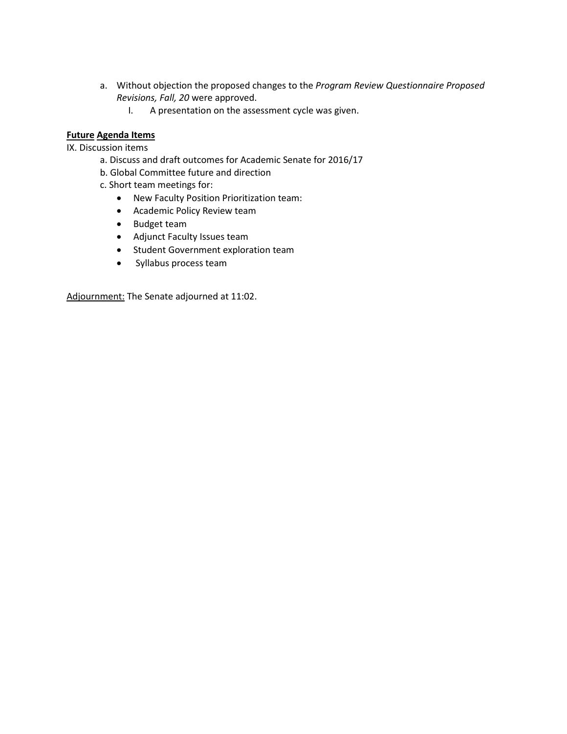a. Without objection the proposed changes to the *Program Review Questionnaire Proposed Revisions, Fall, 20* were approved.
    I. A presentation on the assessment cycle was given.

**Future Agenda Items**

IX. Discussion items

a. Discuss and draft outcomes for Academic Senate for 2016/17

b. Global Committee future and direction

c. Short team meetings for:

- New Faculty Position Prioritization team:
- Academic Policy Review team
- Budget team
- Adjunct Faculty Issues team
- Student Government exploration team
- Syllabus process team

Adjournment: The Senate adjourned at 11:02.